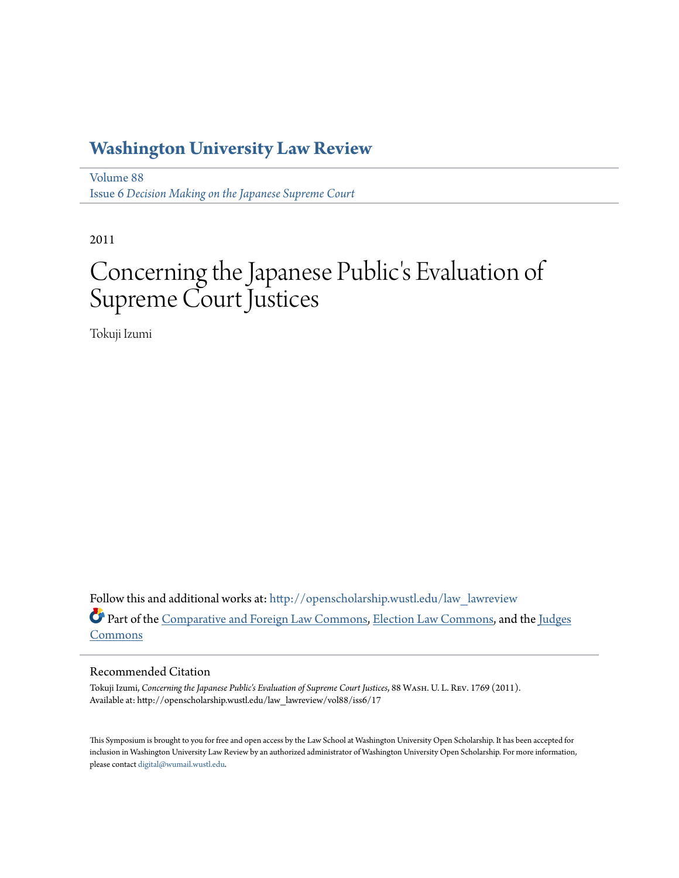# Washington University Law Review

Volume 88
Issue 6 *Decision Making on the Japanese Supreme Court*

2011

# Concerning the Japanese Public's Evaluation of Supreme Court Justices

Tokuji Izumi

Follow this and additional works at: http://openscholarship.wustl.edu/law_lawreview

Part of the Comparative and Foreign Law Commons, Election Law Commons, and the Judges Commons

## Recommended Citation

Tokuji Izumi, *Concerning the Japanese Public's Evaluation of Supreme Court Justices*, 88 Wash. U. L. Rev. 1769 (2011).
Available at: http://openscholarship.wustl.edu/law_lawreview/vol88/iss6/17

This Symposium is brought to you for free and open access by the Law School at Washington University Open Scholarship. It has been accepted for inclusion in Washington University Law Review by an authorized administrator of Washington University Open Scholarship. For more information, please contact digital@wumail.wustl.edu.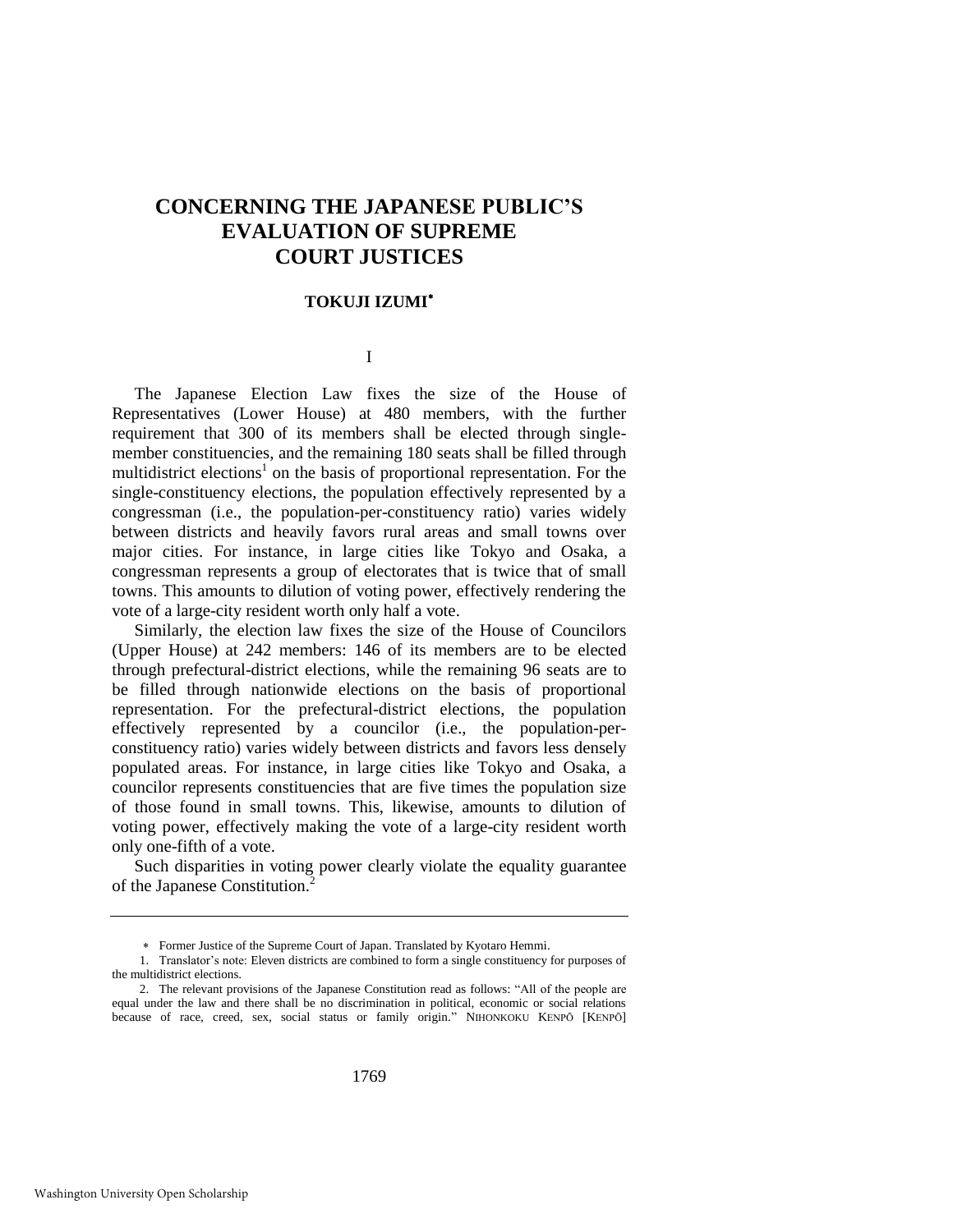# CONCERNING THE JAPANESE PUBLIC'S EVALUATION OF SUPREME COURT JUSTICES

**TOKUJI IZUMI**[∗]

## I

The Japanese Election Law fixes the size of the House of Representatives (Lower House) at 480 members, with the further requirement that 300 of its members shall be elected through single-member constituencies, and the remaining 180 seats shall be filled through multidistrict elections[1] on the basis of proportional representation. For the single-constituency elections, the population effectively represented by a congressman (i.e., the population-per-constituency ratio) varies widely between districts and heavily favors rural areas and small towns over major cities. For instance, in large cities like Tokyo and Osaka, a congressman represents a group of electorates that is twice that of small towns. This amounts to dilution of voting power, effectively rendering the vote of a large-city resident worth only half a vote.

Similarly, the election law fixes the size of the House of Councilors (Upper House) at 242 members: 146 of its members are to be elected through prefectural-district elections, while the remaining 96 seats are to be filled through nationwide elections on the basis of proportional representation. For the prefectural-district elections, the population effectively represented by a councilor (i.e., the population-per-constituency ratio) varies widely between districts and favors less densely populated areas. For instance, in large cities like Tokyo and Osaka, a councilor represents constituencies that are five times the population size of those found in small towns. This, likewise, amounts to dilution of voting power, effectively making the vote of a large-city resident worth only one-fifth of a vote.

Such disparities in voting power clearly violate the equality guarantee of the Japanese Constitution.[2]

---

∗ Former Justice of the Supreme Court of Japan. Translated by Kyotaro Hemmi.

1. Translator's note: Eleven districts are combined to form a single constituency for purposes of the multidistrict elections.

2. The relevant provisions of the Japanese Constitution read as follows: "All of the people are equal under the law and there shall be no discrimination in political, economic or social relations because of race, creed, sex, social status or family origin." NIHONKOKU KENPŌ [KENPŌ]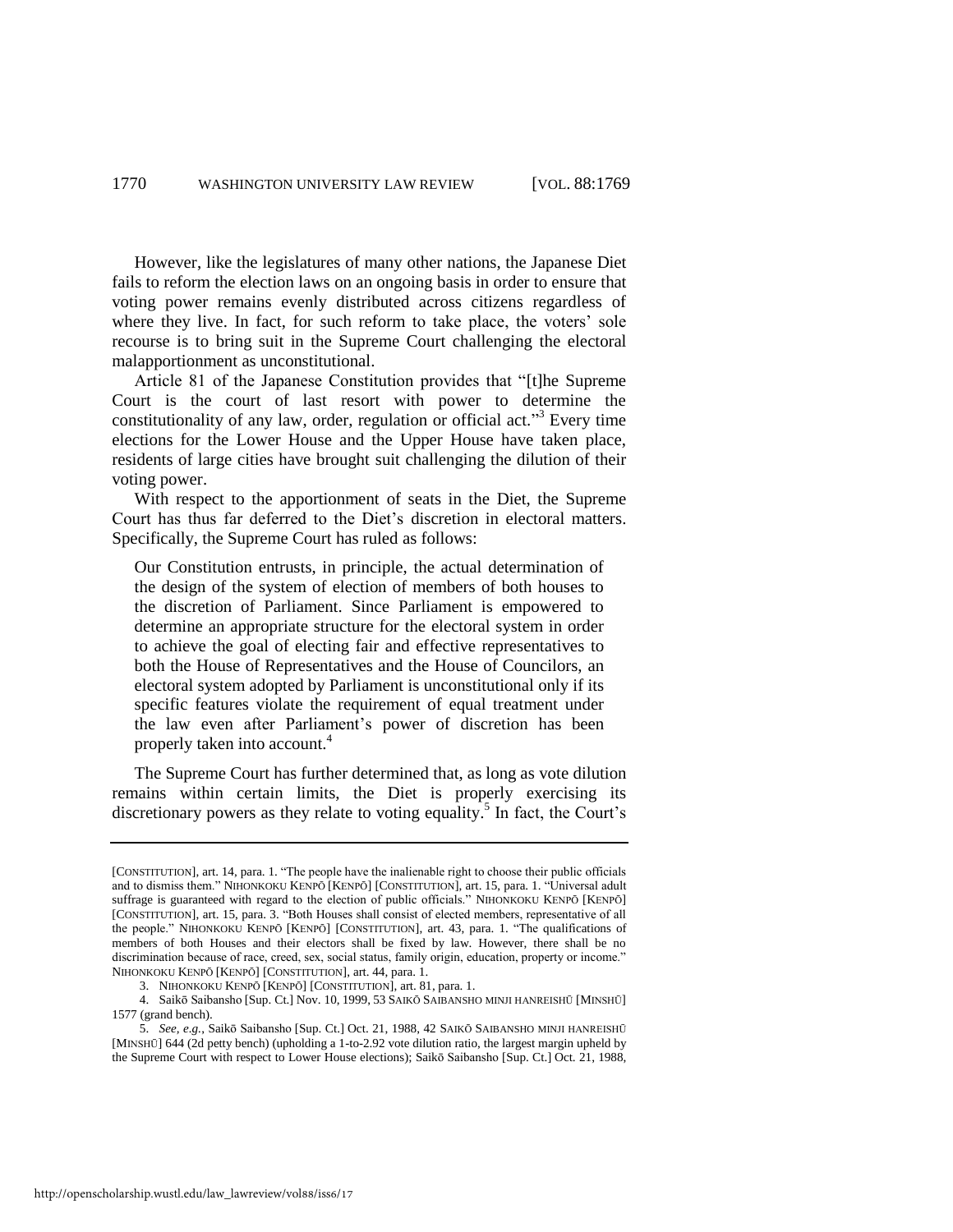However, like the legislatures of many other nations, the Japanese Diet fails to reform the election laws on an ongoing basis in order to ensure that voting power remains evenly distributed across citizens regardless of where they live. In fact, for such reform to take place, the voters' sole recourse is to bring suit in the Supreme Court challenging the electoral malapportionment as unconstitutional.

Article 81 of the Japanese Constitution provides that "[t]he Supreme Court is the court of last resort with power to determine the constitutionality of any law, order, regulation or official act."[3] Every time elections for the Lower House and the Upper House have taken place, residents of large cities have brought suit challenging the dilution of their voting power.

With respect to the apportionment of seats in the Diet, the Supreme Court has thus far deferred to the Diet's discretion in electoral matters. Specifically, the Supreme Court has ruled as follows:

> Our Constitution entrusts, in principle, the actual determination of the design of the system of election of members of both houses to the discretion of Parliament. Since Parliament is empowered to determine an appropriate structure for the electoral system in order to achieve the goal of electing fair and effective representatives to both the House of Representatives and the House of Councilors, an electoral system adopted by Parliament is unconstitutional only if its specific features violate the requirement of equal treatment under the law even after Parliament's power of discretion has been properly taken into account.[4]

The Supreme Court has further determined that, as long as vote dilution remains within certain limits, the Diet is properly exercising its discretionary powers as they relate to voting equality.[5] In fact, the Court's

---

[CONSTITUTION], art. 14, para. 1. "The people have the inalienable right to choose their public officials and to dismiss them." NIHONKOKU KENPŌ [KENPŌ] [CONSTITUTION], art. 15, para. 1. "Universal adult suffrage is guaranteed with regard to the election of public officials." NIHONKOKU KENPŌ [KENPŌ] [CONSTITUTION], art. 15, para. 3. "Both Houses shall consist of elected members, representative of all the people." NIHONKOKU KENPŌ [KENPŌ] [CONSTITUTION], art. 43, para. 1. "The qualifications of members of both Houses and their electors shall be fixed by law. However, there shall be no discrimination because of race, creed, sex, social status, family origin, education, property or income." NIHONKOKU KENPŌ [KENPŌ] [CONSTITUTION], art. 44, para. 1.

3. NIHONKOKU KENPŌ [KENPŌ] [CONSTITUTION], art. 81, para. 1.

4. Saikō Saibansho [Sup. Ct.] Nov. 10, 1999, 53 SAIKŌ SAIBANSHO MINJI HANREISHŪ [MINSHŪ] 1577 (grand bench).

5. *See, e.g.*, Saikō Saibansho [Sup. Ct.] Oct. 21, 1988, 42 SAIKŌ SAIBANSHO MINJI HANREISHŪ [MINSHŪ] 644 (2d petty bench) (upholding a 1-to-2.92 vote dilution ratio, the largest margin upheld by the Supreme Court with respect to Lower House elections); Saikō Saibansho [Sup. Ct.] Oct. 21, 1988,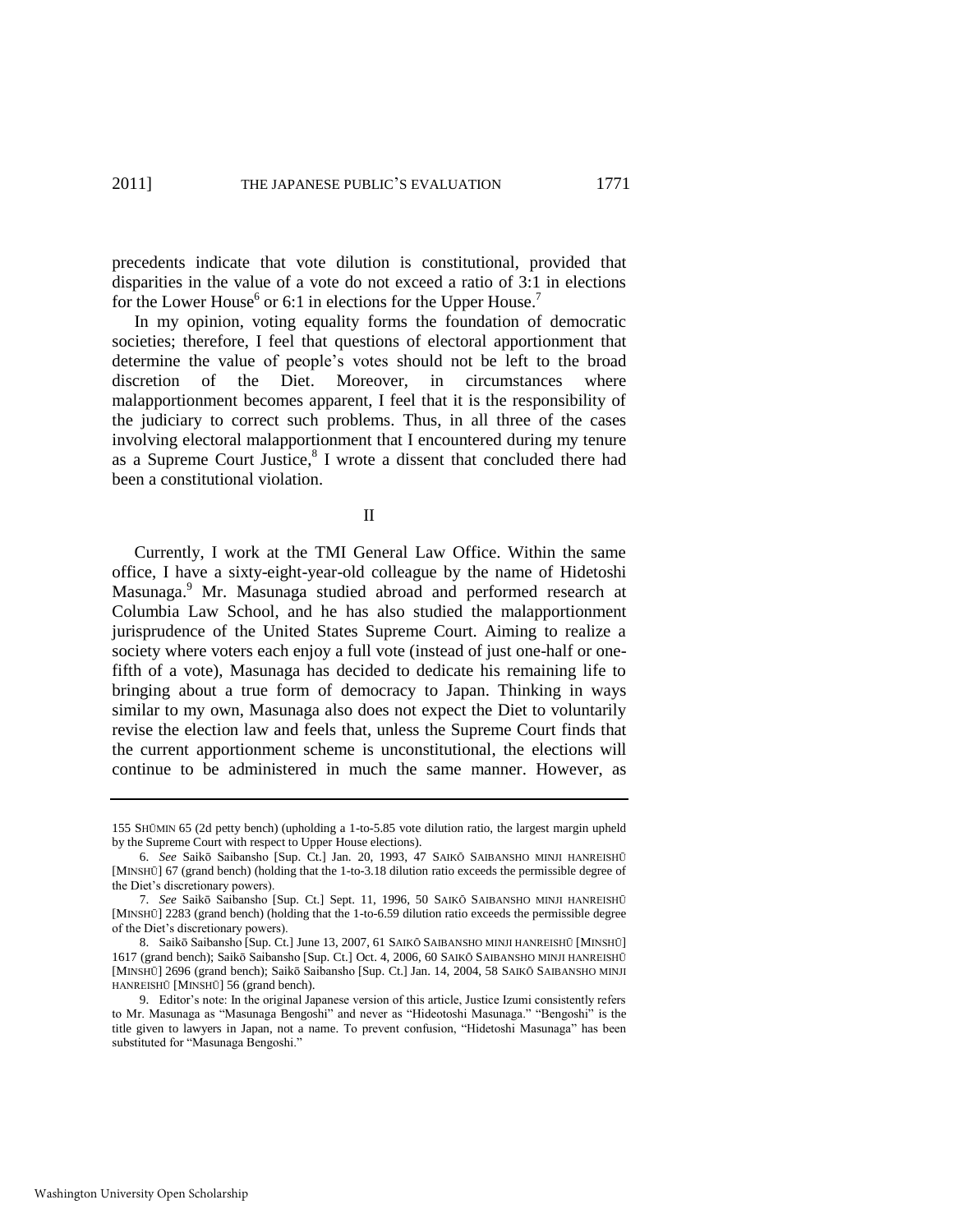precedents indicate that vote dilution is constitutional, provided that disparities in the value of a vote do not exceed a ratio of 3:1 in elections for the Lower House[6] or 6:1 in elections for the Upper House.[7]

In my opinion, voting equality forms the foundation of democratic societies; therefore, I feel that questions of electoral apportionment that determine the value of people's votes should not be left to the broad discretion of the Diet. Moreover, in circumstances where malapportionment becomes apparent, I feel that it is the responsibility of the judiciary to correct such problems. Thus, in all three of the cases involving electoral malapportionment that I encountered during my tenure as a Supreme Court Justice,[8] I wrote a dissent that concluded there had been a constitutional violation.

## II

Currently, I work at the TMI General Law Office. Within the same office, I have a sixty-eight-year-old colleague by the name of Hidetoshi Masunaga.[9] Mr. Masunaga studied abroad and performed research at Columbia Law School, and he has also studied the malapportionment jurisprudence of the United States Supreme Court. Aiming to realize a society where voters each enjoy a full vote (instead of just one-half or one-fifth of a vote), Masunaga has decided to dedicate his remaining life to bringing about a true form of democracy to Japan. Thinking in ways similar to my own, Masunaga also does not expect the Diet to voluntarily revise the election law and feels that, unless the Supreme Court finds that the current apportionment scheme is unconstitutional, the elections will continue to be administered in much the same manner. However, as

---

155 SHŪMIN 65 (2d petty bench) (upholding a 1-to-5.85 vote dilution ratio, the largest margin upheld by the Supreme Court with respect to Upper House elections).

6. *See* Saikō Saibansho [Sup. Ct.] Jan. 20, 1993, 47 SAIKŌ SAIBANSHO MINJI HANREISHŪ [MINSHŪ] 67 (grand bench) (holding that the 1-to-3.18 dilution ratio exceeds the permissible degree of the Diet's discretionary powers).

7. *See* Saikō Saibansho [Sup. Ct.] Sept. 11, 1996, 50 SAIKŌ SAIBANSHO MINJI HANREISHŪ [MINSHŪ] 2283 (grand bench) (holding that the 1-to-6.59 dilution ratio exceeds the permissible degree of the Diet's discretionary powers).

8. Saikō Saibansho [Sup. Ct.] June 13, 2007, 61 SAIKŌ SAIBANSHO MINJI HANREISHŪ [MINSHŪ] 1617 (grand bench); Saikō Saibansho [Sup. Ct.] Oct. 4, 2006, 60 SAIKŌ SAIBANSHO MINJI HANREISHŪ [MINSHŪ] 2696 (grand bench); Saikō Saibansho [Sup. Ct.] Jan. 14, 2004, 58 SAIKŌ SAIBANSHO MINJI HANREISHŪ [MINSHŪ] 56 (grand bench).

9. Editor's note: In the original Japanese version of this article, Justice Izumi consistently refers to Mr. Masunaga as "Masunaga Bengoshi" and never as "Hideotoshi Masunaga." "Bengoshi" is the title given to lawyers in Japan, not a name. To prevent confusion, "Hidetoshi Masunaga" has been substituted for "Masunaga Bengoshi."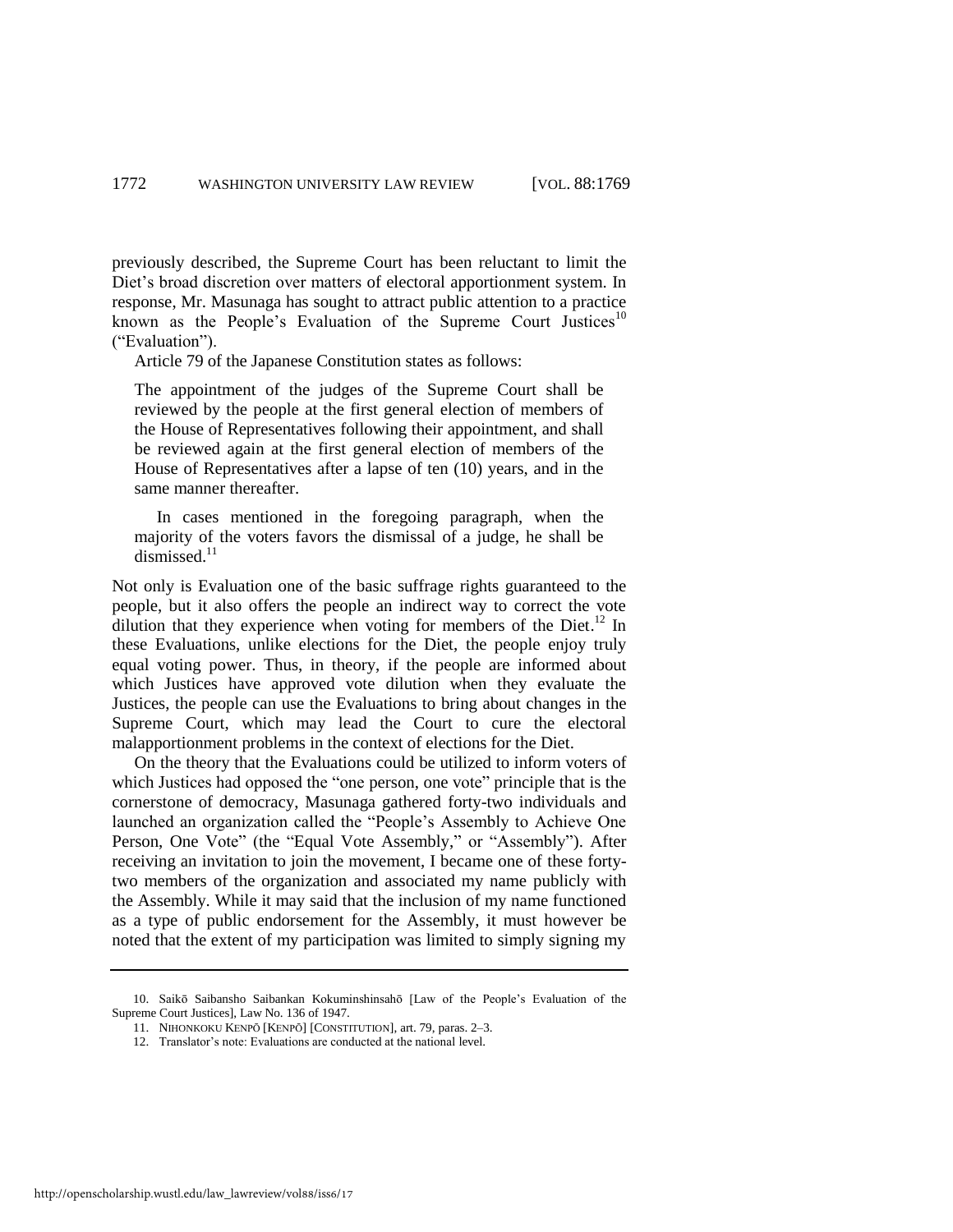previously described, the Supreme Court has been reluctant to limit the Diet's broad discretion over matters of electoral apportionment system. In response, Mr. Masunaga has sought to attract public attention to a practice known as the People's Evaluation of the Supreme Court Justices[10] ("Evaluation").

Article 79 of the Japanese Constitution states as follows:

> The appointment of the judges of the Supreme Court shall be reviewed by the people at the first general election of members of the House of Representatives following their appointment, and shall be reviewed again at the first general election of members of the House of Representatives after a lapse of ten (10) years, and in the same manner thereafter.
>
> In cases mentioned in the foregoing paragraph, when the majority of the voters favors the dismissal of a judge, he shall be dismissed.[11]

Not only is Evaluation one of the basic suffrage rights guaranteed to the people, but it also offers the people an indirect way to correct the vote dilution that they experience when voting for members of the Diet.[12] In these Evaluations, unlike elections for the Diet, the people enjoy truly equal voting power. Thus, in theory, if the people are informed about which Justices have approved vote dilution when they evaluate the Justices, the people can use the Evaluations to bring about changes in the Supreme Court, which may lead the Court to cure the electoral malapportionment problems in the context of elections for the Diet.

On the theory that the Evaluations could be utilized to inform voters of which Justices had opposed the "one person, one vote" principle that is the cornerstone of democracy, Masunaga gathered forty-two individuals and launched an organization called the "People's Assembly to Achieve One Person, One Vote" (the "Equal Vote Assembly," or "Assembly"). After receiving an invitation to join the movement, I became one of these forty-two members of the organization and associated my name publicly with the Assembly. While it may said that the inclusion of my name functioned as a type of public endorsement for the Assembly, it must however be noted that the extent of my participation was limited to simply signing my

---

10. Saikō Saibansho Saibankan Kokuminshinsahō [Law of the People's Evaluation of the Supreme Court Justices], Law No. 136 of 1947.

11. NIHONKOKU KENPŌ [KENPŌ] [CONSTITUTION], art. 79, paras. 2–3.

12. Translator's note: Evaluations are conducted at the national level.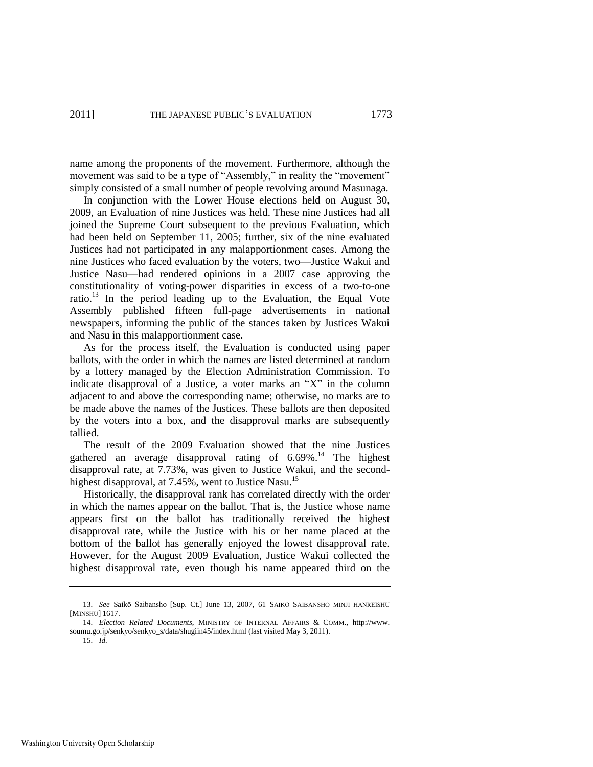name among the proponents of the movement. Furthermore, although the movement was said to be a type of "Assembly," in reality the "movement" simply consisted of a small number of people revolving around Masunaga.

In conjunction with the Lower House elections held on August 30, 2009, an Evaluation of nine Justices was held. These nine Justices had all joined the Supreme Court subsequent to the previous Evaluation, which had been held on September 11, 2005; further, six of the nine evaluated Justices had not participated in any malapportionment cases. Among the nine Justices who faced evaluation by the voters, two—Justice Wakui and Justice Nasu—had rendered opinions in a 2007 case approving the constitutionality of voting-power disparities in excess of a two-to-one ratio.[13] In the period leading up to the Evaluation, the Equal Vote Assembly published fifteen full-page advertisements in national newspapers, informing the public of the stances taken by Justices Wakui and Nasu in this malapportionment case.

As for the process itself, the Evaluation is conducted using paper ballots, with the order in which the names are listed determined at random by a lottery managed by the Election Administration Commission. To indicate disapproval of a Justice, a voter marks an "X" in the column adjacent to and above the corresponding name; otherwise, no marks are to be made above the names of the Justices. These ballots are then deposited by the voters into a box, and the disapproval marks are subsequently tallied.

The result of the 2009 Evaluation showed that the nine Justices gathered an average disapproval rating of 6.69%.[14] The highest disapproval rate, at 7.73%, was given to Justice Wakui, and the second-highest disapproval, at 7.45%, went to Justice Nasu.[15]

Historically, the disapproval rank has correlated directly with the order in which the names appear on the ballot. That is, the Justice whose name appears first on the ballot has traditionally received the highest disapproval rate, while the Justice with his or her name placed at the bottom of the ballot has generally enjoyed the lowest disapproval rate. However, for the August 2009 Evaluation, Justice Wakui collected the highest disapproval rate, even though his name appeared third on the

---

13. *See* Saikō Saibansho [Sup. Ct.] June 13, 2007, 61 SAIKŌ SAIBANSHO MINJI HANREISHŪ [MINSHŪ] 1617.

14. *Election Related Documents*, MINISTRY OF INTERNAL AFFAIRS & COMM., http://www.soumu.go.jp/senkyo/senkyo_s/data/shugiin45/index.html (last visited May 3, 2011).

15. *Id.*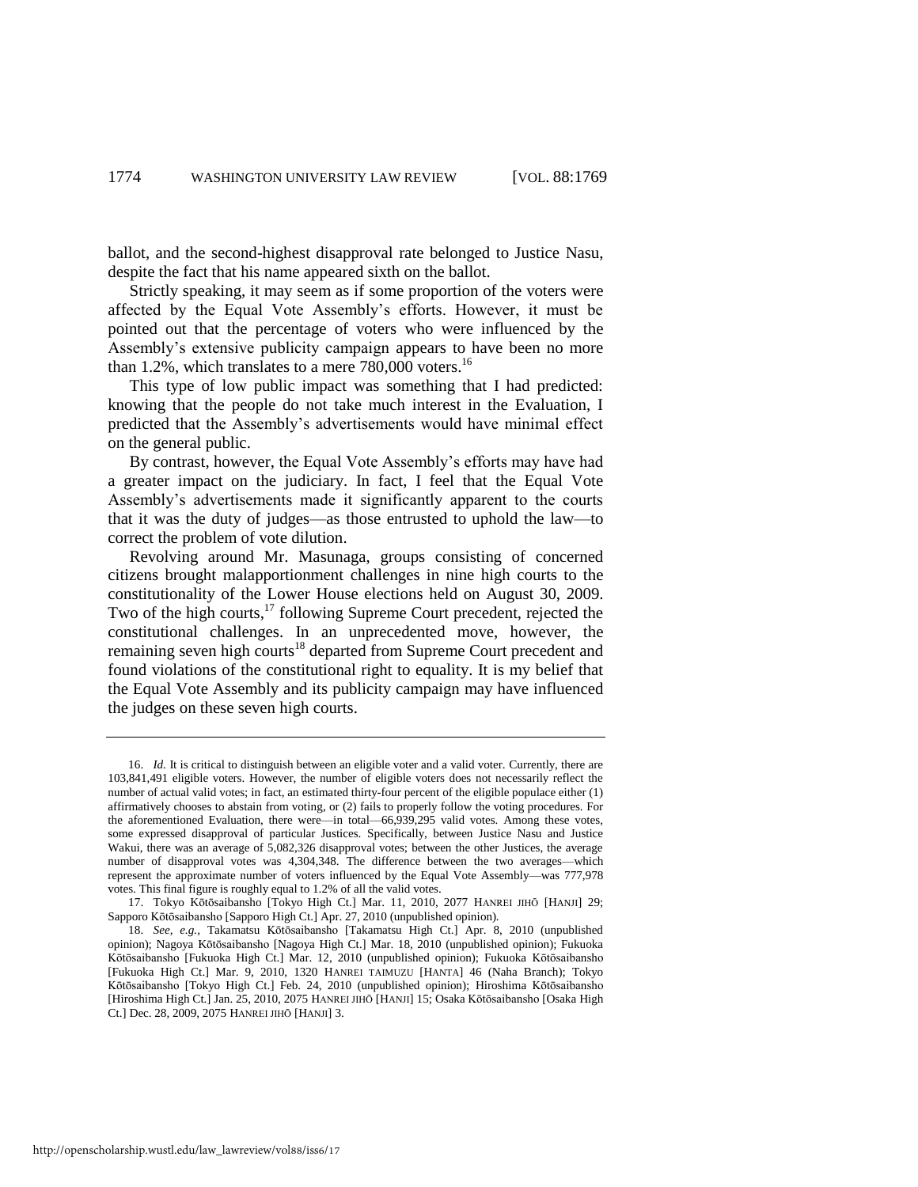ballot, and the second-highest disapproval rate belonged to Justice Nasu, despite the fact that his name appeared sixth on the ballot.

Strictly speaking, it may seem as if some proportion of the voters were affected by the Equal Vote Assembly's efforts. However, it must be pointed out that the percentage of voters who were influenced by the Assembly's extensive publicity campaign appears to have been no more than 1.2%, which translates to a mere 780,000 voters.[16]

This type of low public impact was something that I had predicted: knowing that the people do not take much interest in the Evaluation, I predicted that the Assembly's advertisements would have minimal effect on the general public.

By contrast, however, the Equal Vote Assembly's efforts may have had a greater impact on the judiciary. In fact, I feel that the Equal Vote Assembly's advertisements made it significantly apparent to the courts that it was the duty of judges—as those entrusted to uphold the law—to correct the problem of vote dilution.

Revolving around Mr. Masunaga, groups consisting of concerned citizens brought malapportionment challenges in nine high courts to the constitutionality of the Lower House elections held on August 30, 2009. Two of the high courts,[17] following Supreme Court precedent, rejected the constitutional challenges. In an unprecedented move, however, the remaining seven high courts[18] departed from Supreme Court precedent and found violations of the constitutional right to equality. It is my belief that the Equal Vote Assembly and its publicity campaign may have influenced the judges on these seven high courts.

---

16. *Id.* It is critical to distinguish between an eligible voter and a valid voter. Currently, there are 103,841,491 eligible voters. However, the number of eligible voters does not necessarily reflect the number of actual valid votes; in fact, an estimated thirty-four percent of the eligible populace either (1) affirmatively chooses to abstain from voting, or (2) fails to properly follow the voting procedures. For the aforementioned Evaluation, there were—in total—66,939,295 valid votes. Among these votes, some expressed disapproval of particular Justices. Specifically, between Justice Nasu and Justice Wakui, there was an average of 5,082,326 disapproval votes; between the other Justices, the average number of disapproval votes was 4,304,348. The difference between the two averages—which represent the approximate number of voters influenced by the Equal Vote Assembly—was 777,978 votes. This final figure is roughly equal to 1.2% of all the valid votes.

17. Tokyo Kōtōsaibansho [Tokyo High Ct.] Mar. 11, 2010, 2077 HANREI JIHŌ [HANJI] 29; Sapporo Kōtōsaibansho [Sapporo High Ct.] Apr. 27, 2010 (unpublished opinion).

18. *See, e.g.*, Takamatsu Kōtōsaibansho [Takamatsu High Ct.] Apr. 8, 2010 (unpublished opinion); Nagoya Kōtōsaibansho [Nagoya High Ct.] Mar. 18, 2010 (unpublished opinion); Fukuoka Kōtōsaibansho [Fukuoka High Ct.] Mar. 12, 2010 (unpublished opinion); Fukuoka Kōtōsaibansho [Fukuoka High Ct.] Mar. 9, 2010, 1320 HANREI TAIMUZU [HANTA] 46 (Naha Branch); Tokyo Kōtōsaibansho [Tokyo High Ct.] Feb. 24, 2010 (unpublished opinion); Hiroshima Kōtōsaibansho [Hiroshima High Ct.] Jan. 25, 2010, 2075 HANREI JIHŌ [HANJI] 15; Osaka Kōtōsaibansho [Osaka High Ct.] Dec. 28, 2009, 2075 HANREI JIHŌ [HANJI] 3.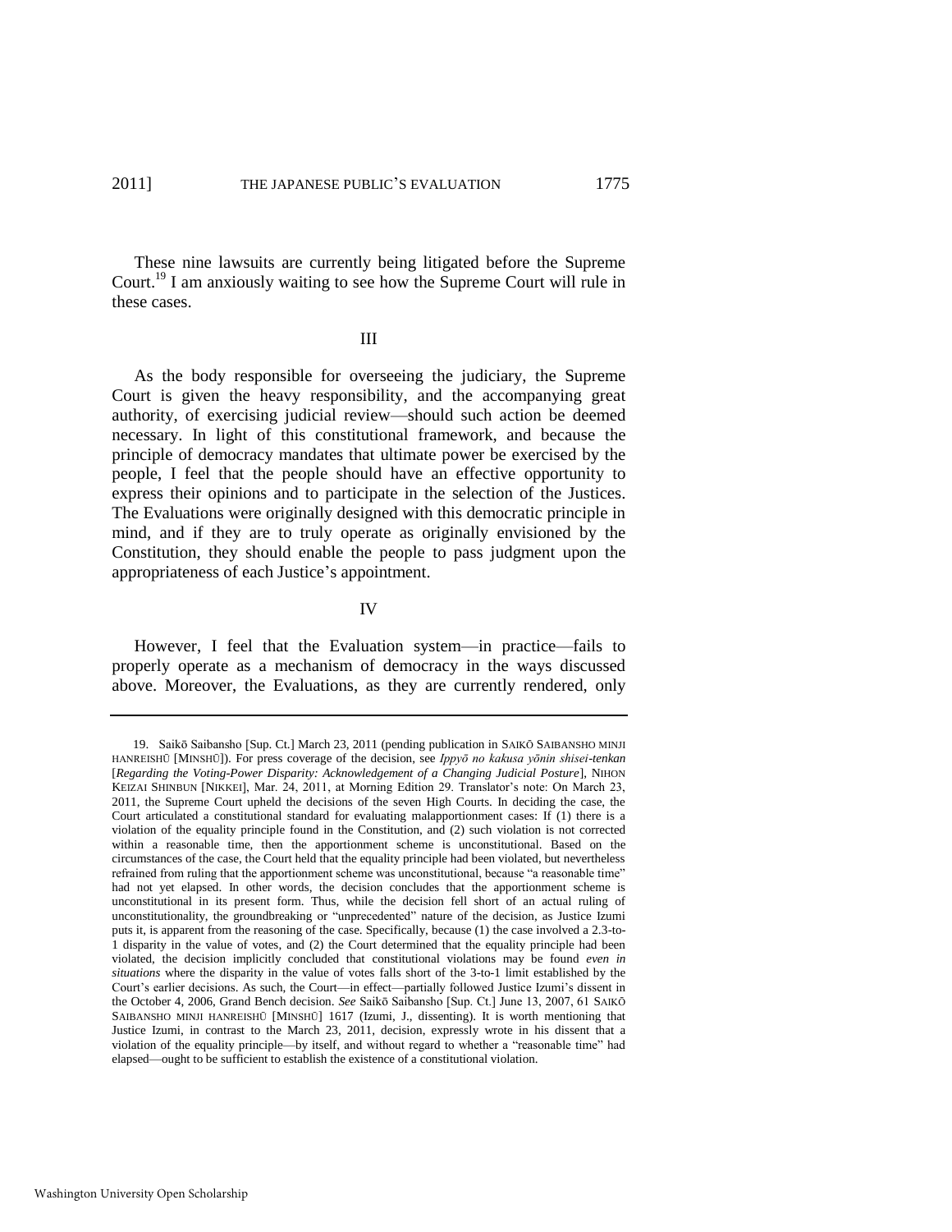These nine lawsuits are currently being litigated before the Supreme Court.[19] I am anxiously waiting to see how the Supreme Court will rule in these cases.

## III

As the body responsible for overseeing the judiciary, the Supreme Court is given the heavy responsibility, and the accompanying great authority, of exercising judicial review—should such action be deemed necessary. In light of this constitutional framework, and because the principle of democracy mandates that ultimate power be exercised by the people, I feel that the people should have an effective opportunity to express their opinions and to participate in the selection of the Justices. The Evaluations were originally designed with this democratic principle in mind, and if they are to truly operate as originally envisioned by the Constitution, they should enable the people to pass judgment upon the appropriateness of each Justice's appointment.

## IV

However, I feel that the Evaluation system—in practice—fails to properly operate as a mechanism of democracy in the ways discussed above. Moreover, the Evaluations, as they are currently rendered, only

---

19. Saikō Saibansho [Sup. Ct.] March 23, 2011 (pending publication in SAIKŌ SAIBANSHO MINJI HANREISHŪ [MINSHŪ]). For press coverage of the decision, see *Ippyō no kakusa yōnin shisei-tenkan* [*Regarding the Voting-Power Disparity: Acknowledgement of a Changing Judicial Posture*], NIHON KEIZAI SHINBUN [NIKKEI], Mar. 24, 2011, at Morning Edition 29. Translator's note: On March 23, 2011, the Supreme Court upheld the decisions of the seven High Courts. In deciding the case, the Court articulated a constitutional standard for evaluating malapportionment cases: If (1) there is a violation of the equality principle found in the Constitution, and (2) such violation is not corrected within a reasonable time, then the apportionment scheme is unconstitutional. Based on the circumstances of the case, the Court held that the equality principle had been violated, but nevertheless refrained from ruling that the apportionment scheme was unconstitutional, because "a reasonable time" had not yet elapsed. In other words, the decision concludes that the apportionment scheme is unconstitutional in its present form. Thus, while the decision fell short of an actual ruling of unconstitutionality, the groundbreaking or "unprecedented" nature of the decision, as Justice Izumi puts it, is apparent from the reasoning of the case. Specifically, because (1) the case involved a 2.3-to-1 disparity in the value of votes, and (2) the Court determined that the equality principle had been violated, the decision implicitly concluded that constitutional violations may be found *even in situations* where the disparity in the value of votes falls short of the 3-to-1 limit established by the Court's earlier decisions. As such, the Court—in effect—partially followed Justice Izumi's dissent in the October 4, 2006, Grand Bench decision. *See* Saikō Saibansho [Sup. Ct.] June 13, 2007, 61 SAIKŌ SAIBANSHO MINJI HANREISHŪ [MINSHŪ] 1617 (Izumi, J., dissenting). It is worth mentioning that Justice Izumi, in contrast to the March 23, 2011, decision, expressly wrote in his dissent that a violation of the equality principle—by itself, and without regard to whether a "reasonable time" had elapsed—ought to be sufficient to establish the existence of a constitutional violation.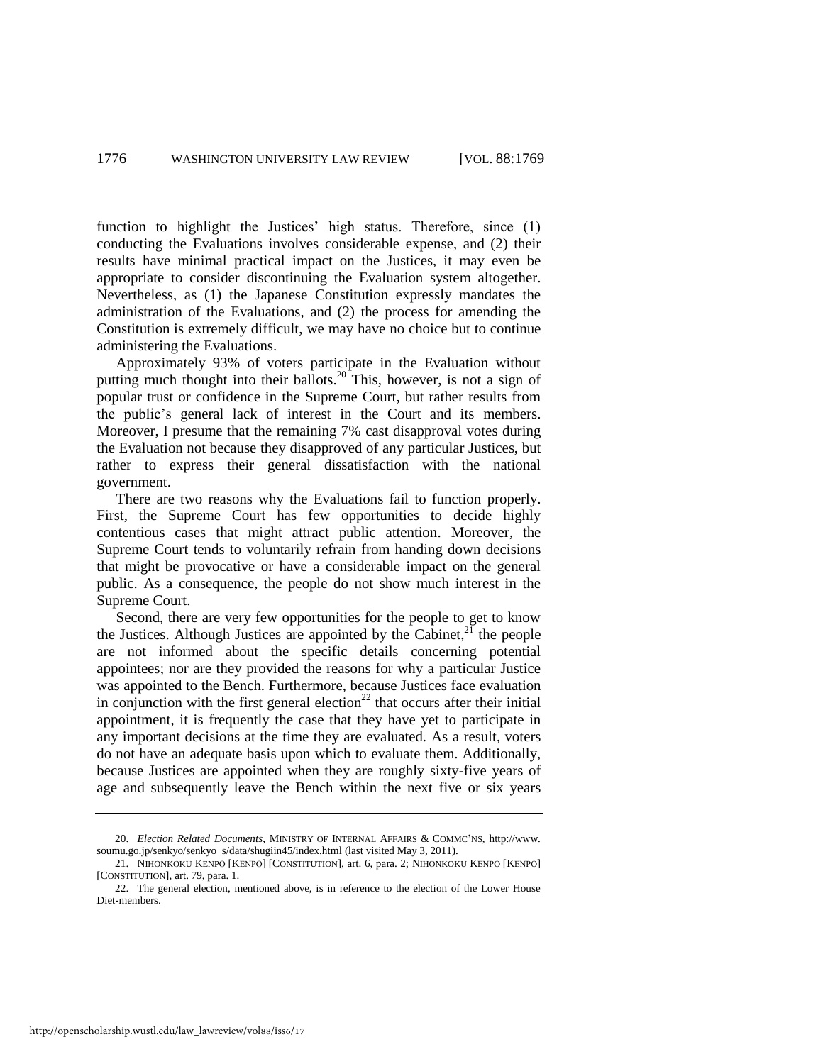function to highlight the Justices' high status. Therefore, since (1) conducting the Evaluations involves considerable expense, and (2) their results have minimal practical impact on the Justices, it may even be appropriate to consider discontinuing the Evaluation system altogether. Nevertheless, as (1) the Japanese Constitution expressly mandates the administration of the Evaluations, and (2) the process for amending the Constitution is extremely difficult, we may have no choice but to continue administering the Evaluations.

Approximately 93% of voters participate in the Evaluation without putting much thought into their ballots.[20] This, however, is not a sign of popular trust or confidence in the Supreme Court, but rather results from the public's general lack of interest in the Court and its members. Moreover, I presume that the remaining 7% cast disapproval votes during the Evaluation not because they disapproved of any particular Justices, but rather to express their general dissatisfaction with the national government.

There are two reasons why the Evaluations fail to function properly. First, the Supreme Court has few opportunities to decide highly contentious cases that might attract public attention. Moreover, the Supreme Court tends to voluntarily refrain from handing down decisions that might be provocative or have a considerable impact on the general public. As a consequence, the people do not show much interest in the Supreme Court.

Second, there are very few opportunities for the people to get to know the Justices. Although Justices are appointed by the Cabinet,[21] the people are not informed about the specific details concerning potential appointees; nor are they provided the reasons for why a particular Justice was appointed to the Bench. Furthermore, because Justices face evaluation in conjunction with the first general election[22] that occurs after their initial appointment, it is frequently the case that they have yet to participate in any important decisions at the time they are evaluated. As a result, voters do not have an adequate basis upon which to evaluate them. Additionally, because Justices are appointed when they are roughly sixty-five years of age and subsequently leave the Bench within the next five or six years

---

20. *Election Related Documents*, MINISTRY OF INTERNAL AFFAIRS & COMMC'NS, http://www.soumu.go.jp/senkyo/senkyo_s/data/shugiin45/index.html (last visited May 3, 2011).

21. NIHONKOKU KENPŌ [KENPŌ] [CONSTITUTION], art. 6, para. 2; NIHONKOKU KENPŌ [KENPŌ] [CONSTITUTION], art. 79, para. 1.

22. The general election, mentioned above, is in reference to the election of the Lower House Diet-members.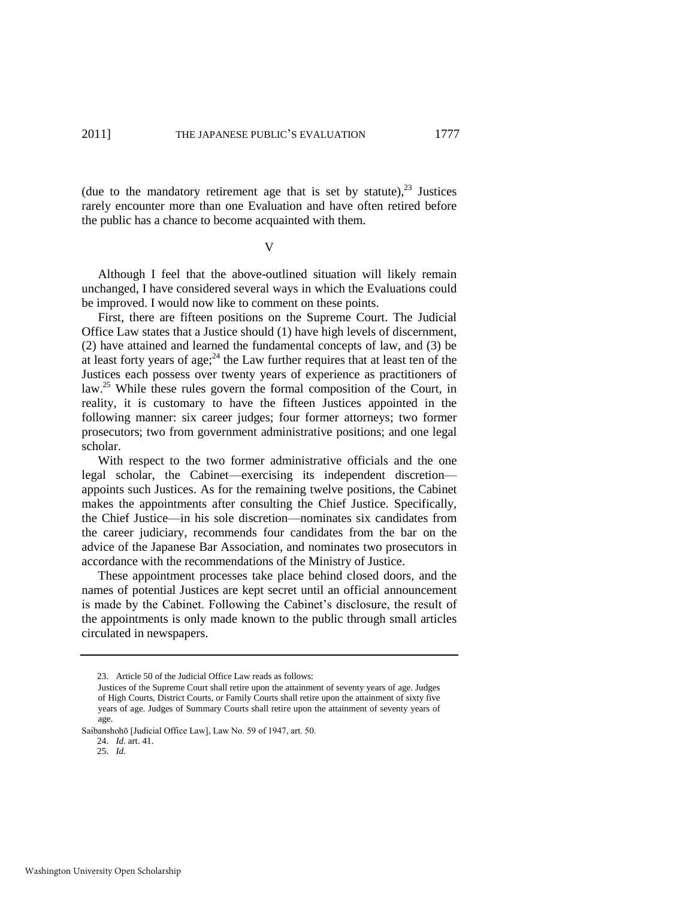(due to the mandatory retirement age that is set by statute),[23] Justices rarely encounter more than one Evaluation and have often retired before the public has a chance to become acquainted with them.

## V

Although I feel that the above-outlined situation will likely remain unchanged, I have considered several ways in which the Evaluations could be improved. I would now like to comment on these points.

First, there are fifteen positions on the Supreme Court. The Judicial Office Law states that a Justice should (1) have high levels of discernment, (2) have attained and learned the fundamental concepts of law, and (3) be at least forty years of age;[24] the Law further requires that at least ten of the Justices each possess over twenty years of experience as practitioners of law.[25] While these rules govern the formal composition of the Court, in reality, it is customary to have the fifteen Justices appointed in the following manner: six career judges; four former attorneys; two former prosecutors; two from government administrative positions; and one legal scholar.

With respect to the two former administrative officials and the one legal scholar, the Cabinet—exercising its independent discretion—appoints such Justices. As for the remaining twelve positions, the Cabinet makes the appointments after consulting the Chief Justice. Specifically, the Chief Justice—in his sole discretion—nominates six candidates from the career judiciary, recommends four candidates from the bar on the advice of the Japanese Bar Association, and nominates two prosecutors in accordance with the recommendations of the Ministry of Justice.

These appointment processes take place behind closed doors, and the names of potential Justices are kept secret until an official announcement is made by the Cabinet. Following the Cabinet's disclosure, the result of the appointments is only made known to the public through small articles circulated in newspapers.

---

23. Article 50 of the Judicial Office Law reads as follows:

> Justices of the Supreme Court shall retire upon the attainment of seventy years of age. Judges of High Courts, District Courts, or Family Courts shall retire upon the attainment of sixty five years of age. Judges of Summary Courts shall retire upon the attainment of seventy years of age.

Saibanshohō [Judicial Office Law], Law No. 59 of 1947, art. 50.

24. *Id.* art. 41.

25. *Id.*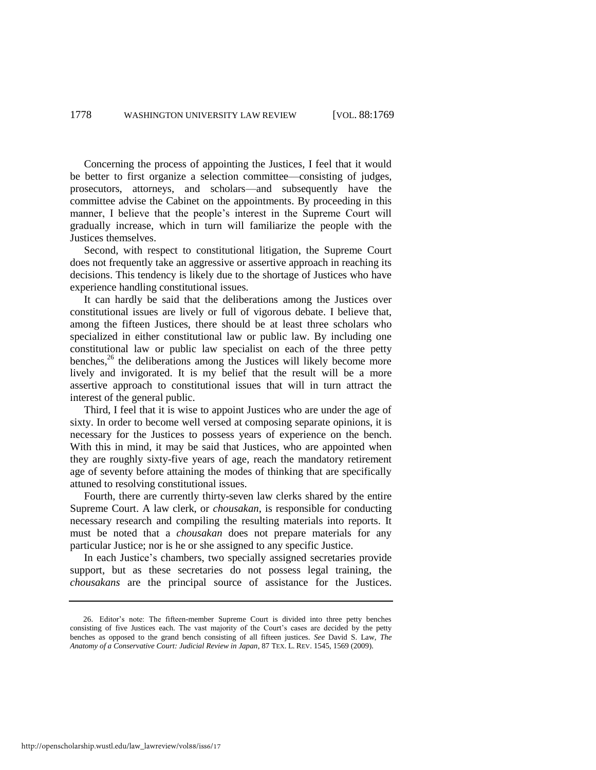Concerning the process of appointing the Justices, I feel that it would be better to first organize a selection committee—consisting of judges, prosecutors, attorneys, and scholars—and subsequently have the committee advise the Cabinet on the appointments. By proceeding in this manner, I believe that the people's interest in the Supreme Court will gradually increase, which in turn will familiarize the people with the Justices themselves.

Second, with respect to constitutional litigation, the Supreme Court does not frequently take an aggressive or assertive approach in reaching its decisions. This tendency is likely due to the shortage of Justices who have experience handling constitutional issues.

It can hardly be said that the deliberations among the Justices over constitutional issues are lively or full of vigorous debate. I believe that, among the fifteen Justices, there should be at least three scholars who specialized in either constitutional law or public law. By including one constitutional law or public law specialist on each of the three petty benches,[26] the deliberations among the Justices will likely become more lively and invigorated. It is my belief that the result will be a more assertive approach to constitutional issues that will in turn attract the interest of the general public.

Third, I feel that it is wise to appoint Justices who are under the age of sixty. In order to become well versed at composing separate opinions, it is necessary for the Justices to possess years of experience on the bench. With this in mind, it may be said that Justices, who are appointed when they are roughly sixty-five years of age, reach the mandatory retirement age of seventy before attaining the modes of thinking that are specifically attuned to resolving constitutional issues.

Fourth, there are currently thirty-seven law clerks shared by the entire Supreme Court. A law clerk, or *chousakan*, is responsible for conducting necessary research and compiling the resulting materials into reports. It must be noted that a *chousakan* does not prepare materials for any particular Justice; nor is he or she assigned to any specific Justice.

In each Justice's chambers, two specially assigned secretaries provide support, but as these secretaries do not possess legal training, the *chousakans* are the principal source of assistance for the Justices.

---

26. Editor's note: The fifteen-member Supreme Court is divided into three petty benches consisting of five Justices each. The vast majority of the Court's cases are decided by the petty benches as opposed to the grand bench consisting of all fifteen justices. *See* David S. Law, *The Anatomy of a Conservative Court: Judicial Review in Japan*, 87 TEX. L. REV. 1545, 1569 (2009).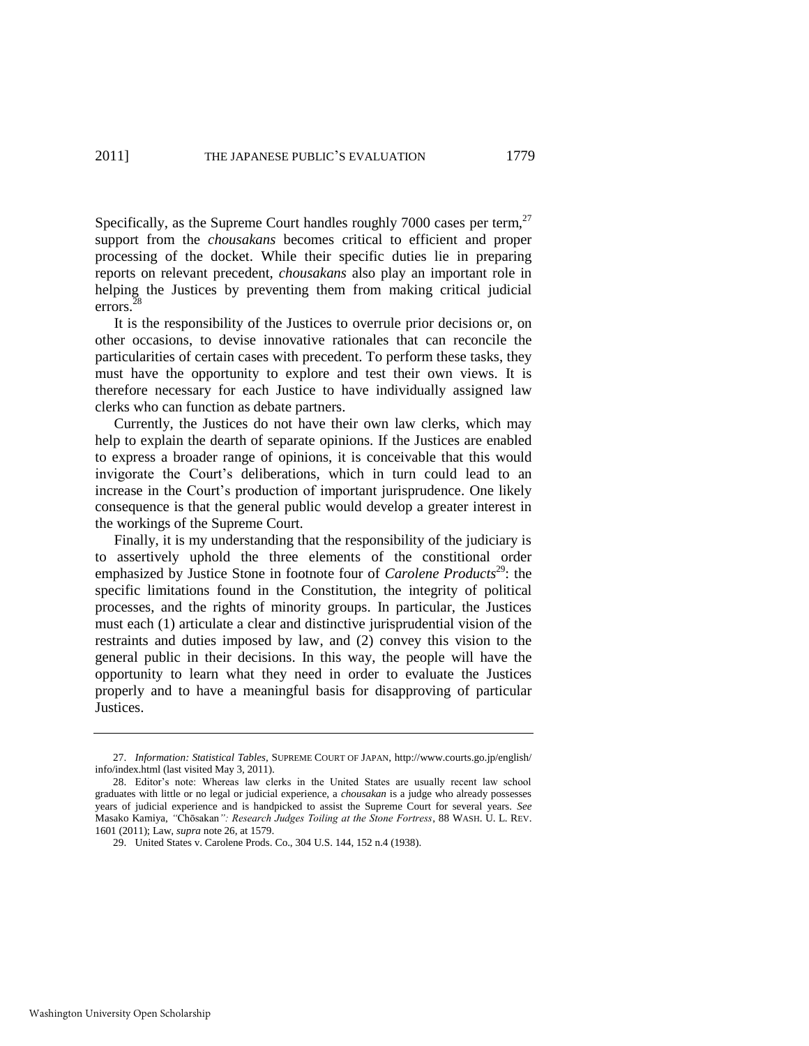Specifically, as the Supreme Court handles roughly 7000 cases per term,[27] support from the *chousakans* becomes critical to efficient and proper processing of the docket. While their specific duties lie in preparing reports on relevant precedent, *chousakans* also play an important role in helping the Justices by preventing them from making critical judicial errors.[28]

It is the responsibility of the Justices to overrule prior decisions or, on other occasions, to devise innovative rationales that can reconcile the particularities of certain cases with precedent. To perform these tasks, they must have the opportunity to explore and test their own views. It is therefore necessary for each Justice to have individually assigned law clerks who can function as debate partners.

Currently, the Justices do not have their own law clerks, which may help to explain the dearth of separate opinions. If the Justices are enabled to express a broader range of opinions, it is conceivable that this would invigorate the Court's deliberations, which in turn could lead to an increase in the Court's production of important jurisprudence. One likely consequence is that the general public would develop a greater interest in the workings of the Supreme Court.

Finally, it is my understanding that the responsibility of the judiciary is to assertively uphold the three elements of the constitional order emphasized by Justice Stone in footnote four of *Carolene Products*[29]: the specific limitations found in the Constitution, the integrity of political processes, and the rights of minority groups. In particular, the Justices must each (1) articulate a clear and distinctive jurisprudential vision of the restraints and duties imposed by law, and (2) convey this vision to the general public in their decisions. In this way, the people will have the opportunity to learn what they need in order to evaluate the Justices properly and to have a meaningful basis for disapproving of particular Justices.

---

27. *Information: Statistical Tables*, SUPREME COURT OF JAPAN, http://www.courts.go.jp/english/info/index.html (last visited May 3, 2011).

28. Editor's note: Whereas law clerks in the United States are usually recent law school graduates with little or no legal or judicial experience, a *chousakan* is a judge who already possesses years of judicial experience and is handpicked to assist the Supreme Court for several years. *See* Masako Kamiya, *"*Chōsakan*": Research Judges Toiling at the Stone Fortress*, 88 WASH. U. L. REV. 1601 (2011); Law, *supra* note 26, at 1579.

29. United States v. Carolene Prods. Co., 304 U.S. 144, 152 n.4 (1938).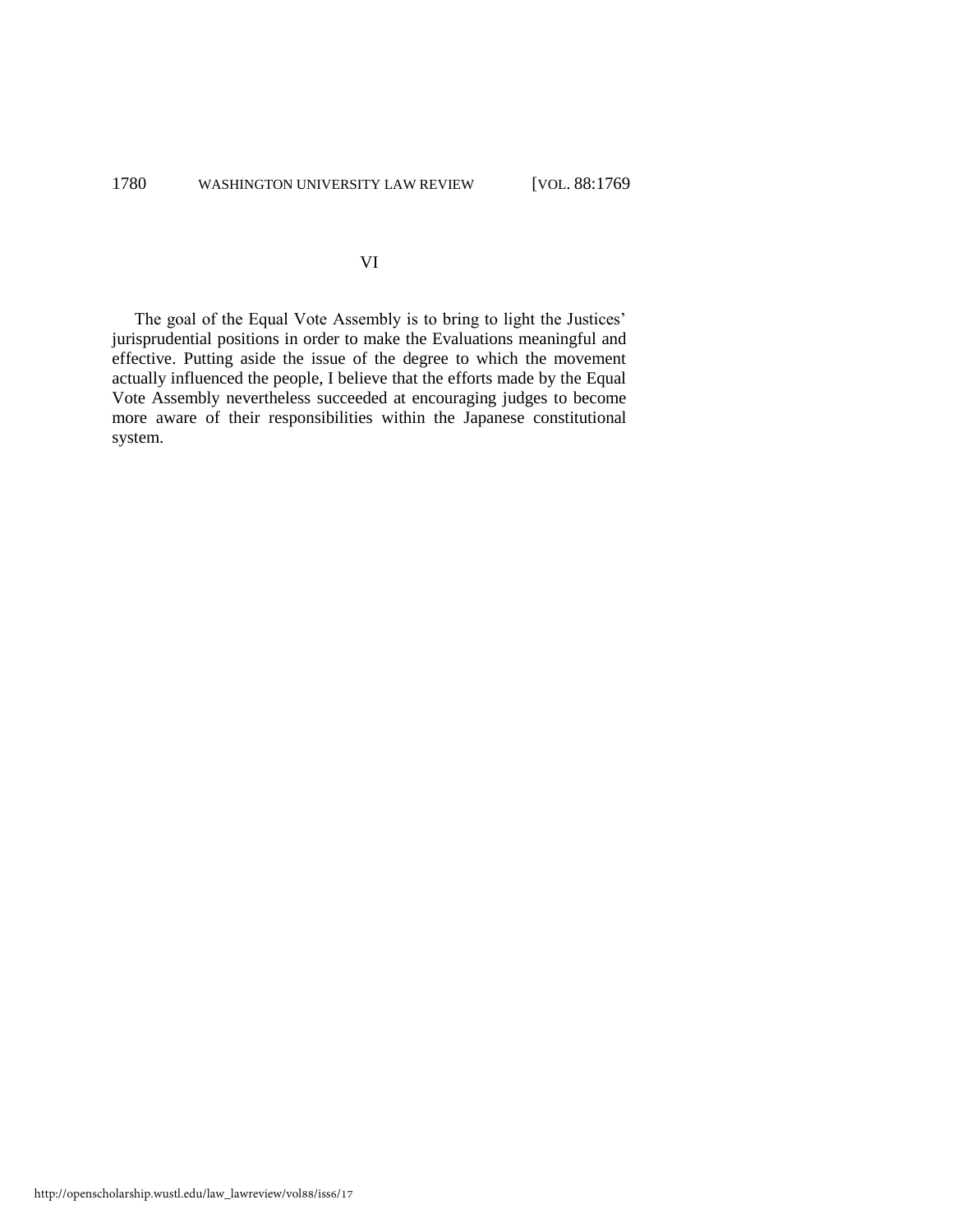## VI

The goal of the Equal Vote Assembly is to bring to light the Justices' jurisprudential positions in order to make the Evaluations meaningful and effective. Putting aside the issue of the degree to which the movement actually influenced the people, I believe that the efforts made by the Equal Vote Assembly nevertheless succeeded at encouraging judges to become more aware of their responsibilities within the Japanese constitutional system.